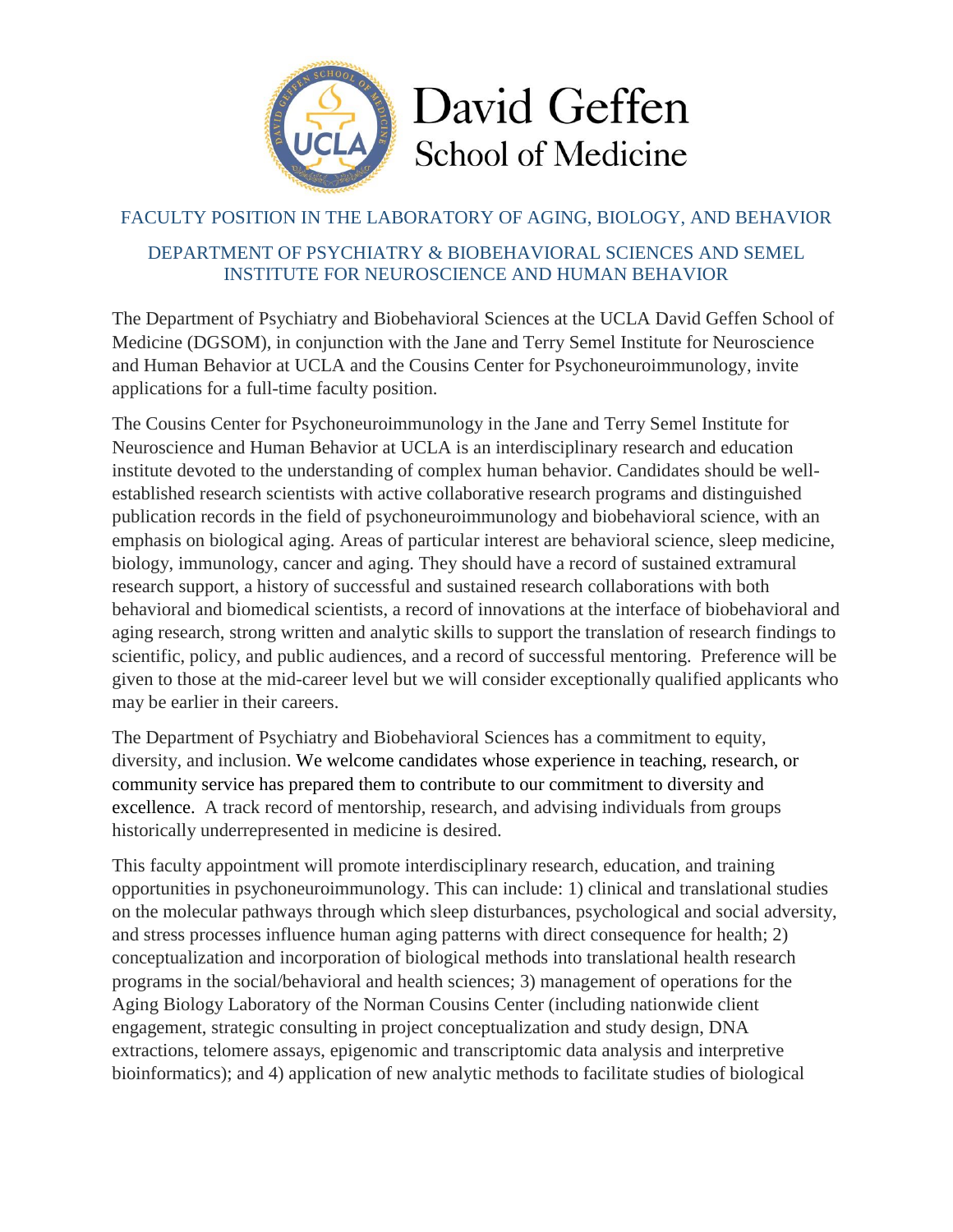David Geffen School of Medicine

## FACULTY POSITION IN THE LABORATORY OF AGING, BIOLOGY, AND BEHAVIOR

### DEPARTMENT OF PSYCHIATRY & BIOBEHAVIORAL SCIENCES AND SEMEL INSTITUTE FOR NEUROSCIENCE AND HUMAN BEHAVIOR

The Department of Psychiatry and Biobehavioral Sciences at the UCLA David Geffen School of Medicine (DGSOM), in conjunction with the Jane and Terry Semel Institute for Neuroscience and Human Behavior at UCLA and the Cousins Center for Psychoneuroimmunology, invite applications for a full-time faculty position.

The Cousins Center for Psychoneuroimmunology in the Jane and Terry Semel Institute for Neuroscience and Human Behavior at UCLA is an interdisciplinary research and education institute devoted to the understanding of complex human behavior. Candidates should be well-established research scientists with active collaborative research programs and distinguished publication records in the field of psychoneuroimmunology and biobehavioral science, with an emphasis on biological aging. Areas of particular interest are behavioral science, sleep medicine, biology, immunology, cancer and aging. They should have a record of sustained extramural research support, a history of successful and sustained research collaborations with both behavioral and biomedical scientists, a record of innovations at the interface of biobehavioral and aging research, strong written and analytic skills to support the translation of research findings to scientific, policy, and public audiences, and a record of successful mentoring. Preference will be given to those at the mid-career level but we will consider exceptionally qualified applicants who may be earlier in their careers.

The Department of Psychiatry and Biobehavioral Sciences has a commitment to equity, diversity, and inclusion. We welcome candidates whose experience in teaching, research, or community service has prepared them to contribute to our commitment to diversity and excellence. A track record of mentorship, research, and advising individuals from groups historically underrepresented in medicine is desired.

This faculty appointment will promote interdisciplinary research, education, and training opportunities in psychoneuroimmunology. This can include: 1) clinical and translational studies on the molecular pathways through which sleep disturbances, psychological and social adversity, and stress processes influence human aging patterns with direct consequence for health; 2) conceptualization and incorporation of biological methods into translational health research programs in the social/behavioral and health sciences; 3) management of operations for the Aging Biology Laboratory of the Norman Cousins Center (including nationwide client engagement, strategic consulting in project conceptualization and study design, DNA extractions, telomere assays, epigenomic and transcriptomic data analysis and interpretive bioinformatics); and 4) application of new analytic methods to facilitate studies of biological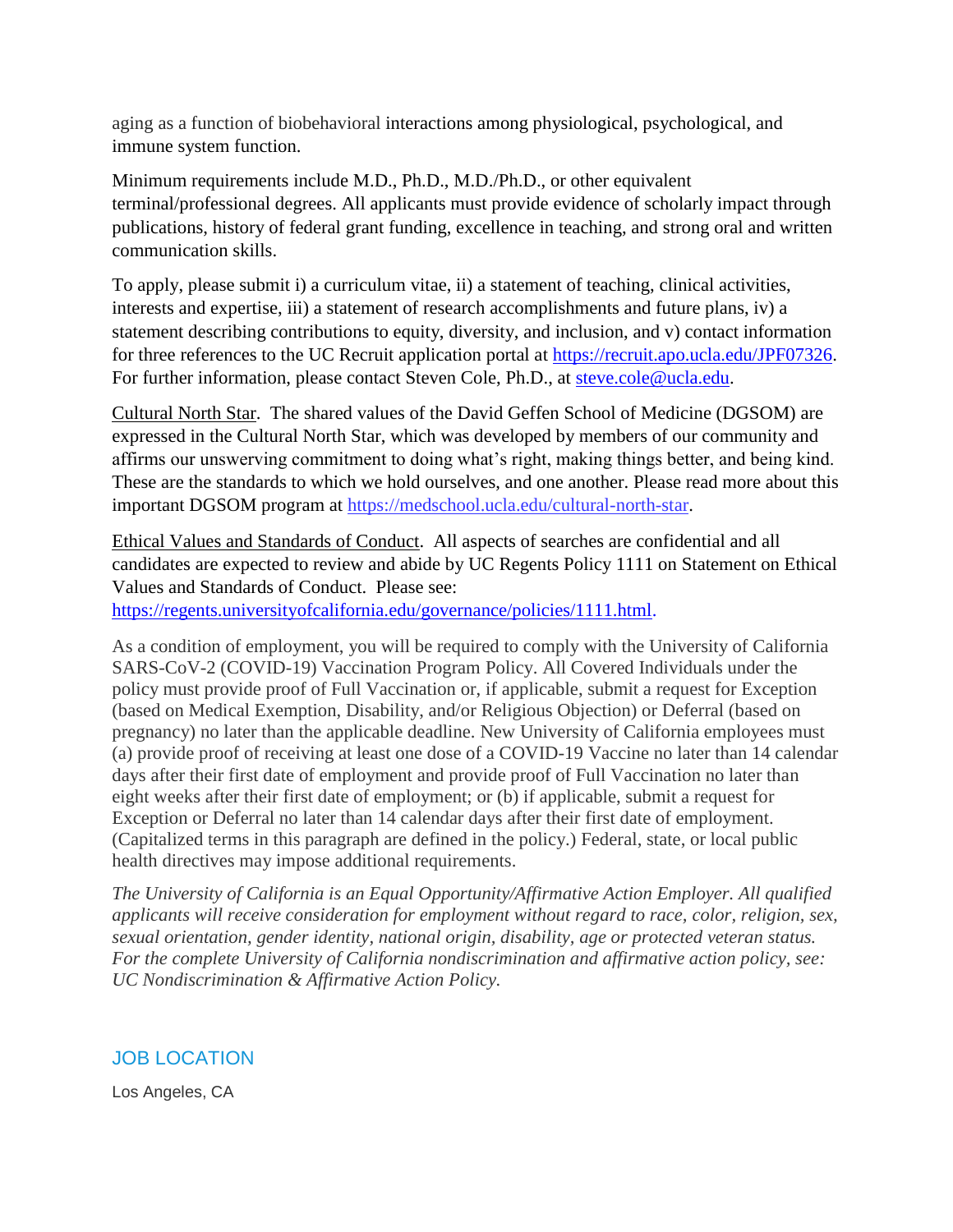aging as a function of biobehavioral interactions among physiological, psychological, and immune system function.

Minimum requirements include M.D., Ph.D., M.D./Ph.D., or other equivalent terminal/professional degrees. All applicants must provide evidence of scholarly impact through publications, history of federal grant funding, excellence in teaching, and strong oral and written communication skills.

To apply, please submit i) a curriculum vitae, ii) a statement of teaching, clinical activities, interests and expertise, iii) a statement of research accomplishments and future plans, iv) a statement describing contributions to equity, diversity, and inclusion, and v) contact information for three references to the UC Recruit application portal at https://recruit.apo.ucla.edu/JPF07326. For further information, please contact Steven Cole, Ph.D., at steve.cole@ucla.edu.

Cultural North Star. The shared values of the David Geffen School of Medicine (DGSOM) are expressed in the Cultural North Star, which was developed by members of our community and affirms our unswerving commitment to doing what's right, making things better, and being kind. These are the standards to which we hold ourselves, and one another. Please read more about this important DGSOM program at https://medschool.ucla.edu/cultural-north-star.

Ethical Values and Standards of Conduct. All aspects of searches are confidential and all candidates are expected to review and abide by UC Regents Policy 1111 on Statement on Ethical Values and Standards of Conduct. Please see: https://regents.universityofcalifornia.edu/governance/policies/1111.html.

As a condition of employment, you will be required to comply with the University of California SARS-CoV-2 (COVID-19) Vaccination Program Policy. All Covered Individuals under the policy must provide proof of Full Vaccination or, if applicable, submit a request for Exception (based on Medical Exemption, Disability, and/or Religious Objection) or Deferral (based on pregnancy) no later than the applicable deadline. New University of California employees must (a) provide proof of receiving at least one dose of a COVID-19 Vaccine no later than 14 calendar days after their first date of employment and provide proof of Full Vaccination no later than eight weeks after their first date of employment; or (b) if applicable, submit a request for Exception or Deferral no later than 14 calendar days after their first date of employment. (Capitalized terms in this paragraph are defined in the policy.) Federal, state, or local public health directives may impose additional requirements.

*The University of California is an Equal Opportunity/Affirmative Action Employer. All qualified applicants will receive consideration for employment without regard to race, color, religion, sex, sexual orientation, gender identity, national origin, disability, age or protected veteran status. For the complete University of California nondiscrimination and affirmative action policy, see: UC Nondiscrimination & Affirmative Action Policy.*

## JOB LOCATION

Los Angeles, CA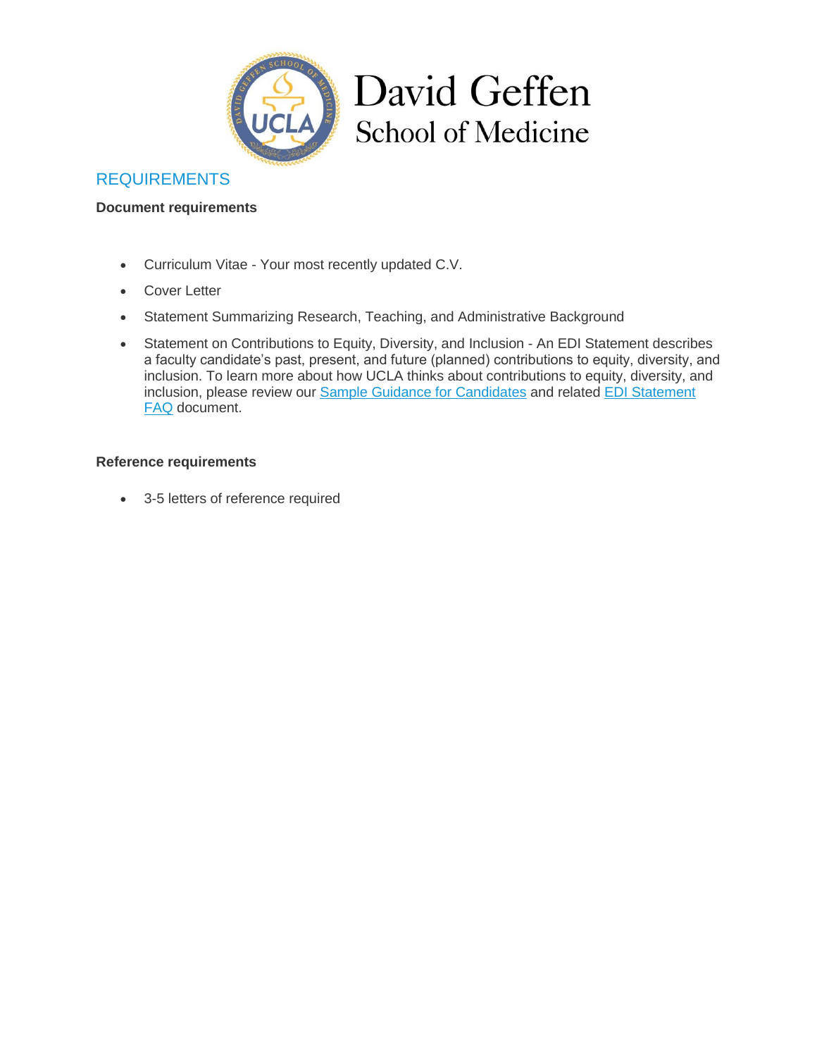David Geffen School of Medicine

## REQUIREMENTS

**Document requirements**

- Curriculum Vitae - Your most recently updated C.V.
- Cover Letter
- Statement Summarizing Research, Teaching, and Administrative Background
- Statement on Contributions to Equity, Diversity, and Inclusion - An EDI Statement describes a faculty candidate's past, present, and future (planned) contributions to equity, diversity, and inclusion. To learn more about how UCLA thinks about contributions to equity, diversity, and inclusion, please review our Sample Guidance for Candidates and related EDI Statement FAQ document.

**Reference requirements**

- 3-5 letters of reference required